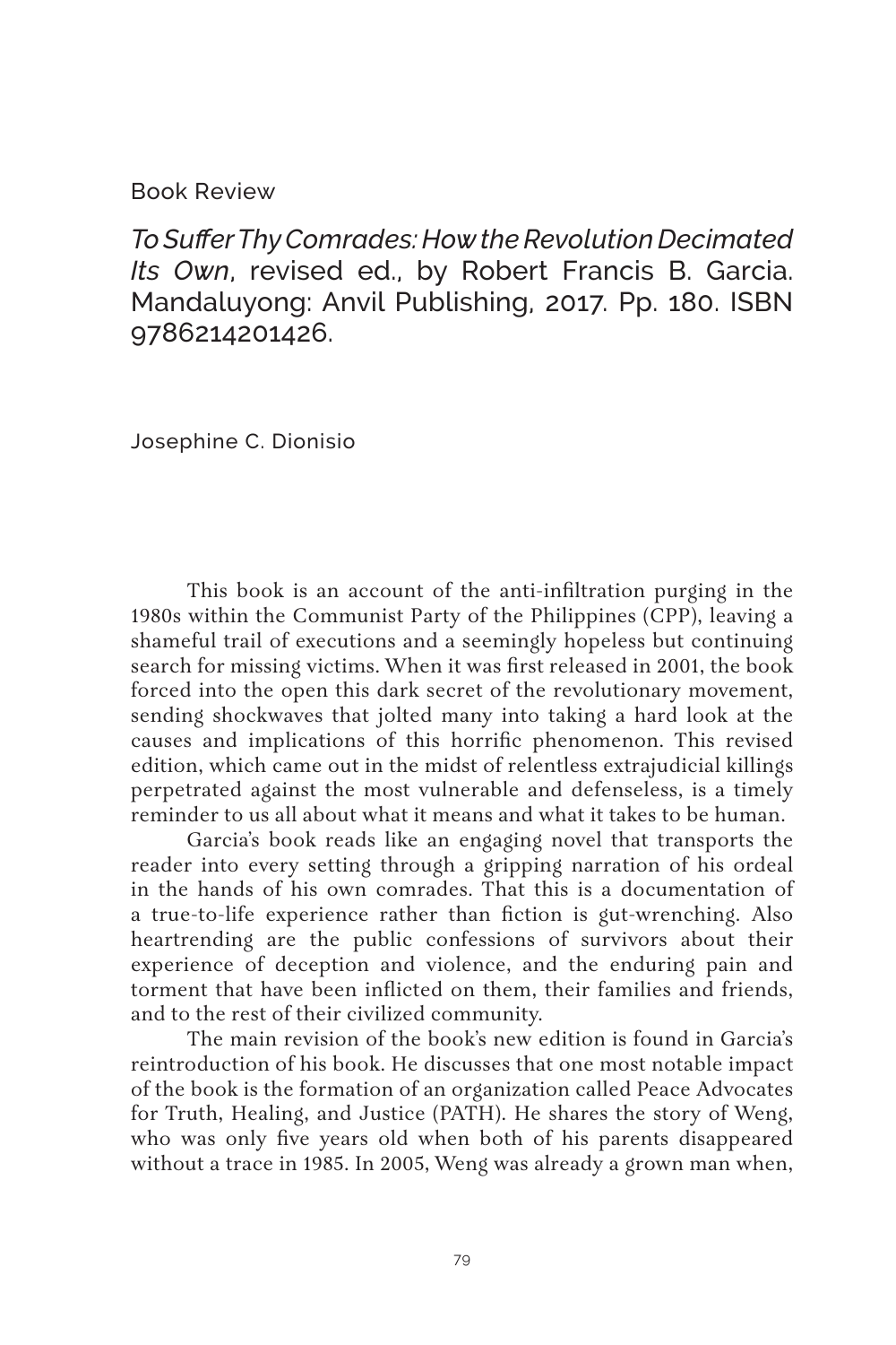Book Review

*To Suffer Thy Comrades: How the Revolution Decimated Its Own*, revised ed., by Robert Francis B. Garcia. Mandaluyong: Anvil Publishing, 2017. Pp. 180. ISBN 9786214201426.

Josephine C. Dionisio

This book is an account of the anti-infiltration purging in the 1980s within the Communist Party of the Philippines (CPP), leaving a shameful trail of executions and a seemingly hopeless but continuing search for missing victims. When it was first released in 2001, the book forced into the open this dark secret of the revolutionary movement, sending shockwaves that jolted many into taking a hard look at the causes and implications of this horrific phenomenon. This revised edition, which came out in the midst of relentless extrajudicial killings perpetrated against the most vulnerable and defenseless, is a timely reminder to us all about what it means and what it takes to be human.

Garcia's book reads like an engaging novel that transports the reader into every setting through a gripping narration of his ordeal in the hands of his own comrades. That this is a documentation of a true-to-life experience rather than fiction is gut-wrenching. Also heartrending are the public confessions of survivors about their experience of deception and violence, and the enduring pain and torment that have been inflicted on them, their families and friends, and to the rest of their civilized community.

The main revision of the book's new edition is found in Garcia's reintroduction of his book. He discusses that one most notable impact of the book is the formation of an organization called Peace Advocates for Truth, Healing, and Justice (PATH). He shares the story of Weng, who was only five years old when both of his parents disappeared without a trace in 1985. In 2005, Weng was already a grown man when,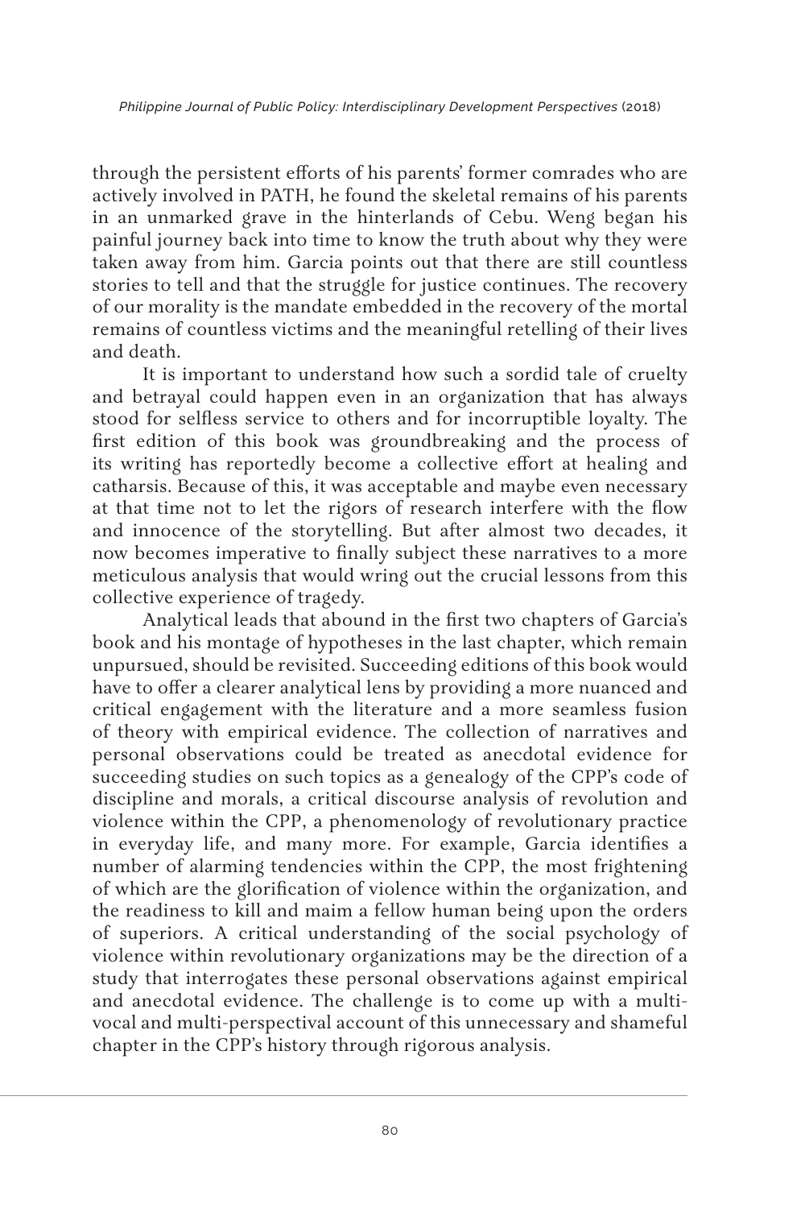through the persistent efforts of his parents' former comrades who are actively involved in PATH, he found the skeletal remains of his parents in an unmarked grave in the hinterlands of Cebu. Weng began his painful journey back into time to know the truth about why they were taken away from him. Garcia points out that there are still countless stories to tell and that the struggle for justice continues. The recovery of our morality is the mandate embedded in the recovery of the mortal remains of countless victims and the meaningful retelling of their lives and death.

It is important to understand how such a sordid tale of cruelty and betrayal could happen even in an organization that has always stood for selfless service to others and for incorruptible loyalty. The first edition of this book was groundbreaking and the process of its writing has reportedly become a collective effort at healing and catharsis. Because of this, it was acceptable and maybe even necessary at that time not to let the rigors of research interfere with the flow and innocence of the storytelling. But after almost two decades, it now becomes imperative to finally subject these narratives to a more meticulous analysis that would wring out the crucial lessons from this collective experience of tragedy.

Analytical leads that abound in the first two chapters of Garcia's book and his montage of hypotheses in the last chapter, which remain unpursued, should be revisited. Succeeding editions of this book would have to offer a clearer analytical lens by providing a more nuanced and critical engagement with the literature and a more seamless fusion of theory with empirical evidence. The collection of narratives and personal observations could be treated as anecdotal evidence for succeeding studies on such topics as a genealogy of the CPP's code of discipline and morals, a critical discourse analysis of revolution and violence within the CPP, a phenomenology of revolutionary practice in everyday life, and many more. For example, Garcia identifies a number of alarming tendencies within the CPP, the most frightening of which are the glorification of violence within the organization, and the readiness to kill and maim a fellow human being upon the orders of superiors. A critical understanding of the social psychology of violence within revolutionary organizations may be the direction of a study that interrogates these personal observations against empirical and anecdotal evidence. The challenge is to come up with a multi-vocal and multi-perspectival account of this unnecessary and shameful chapter in the CPP's history through rigorous analysis.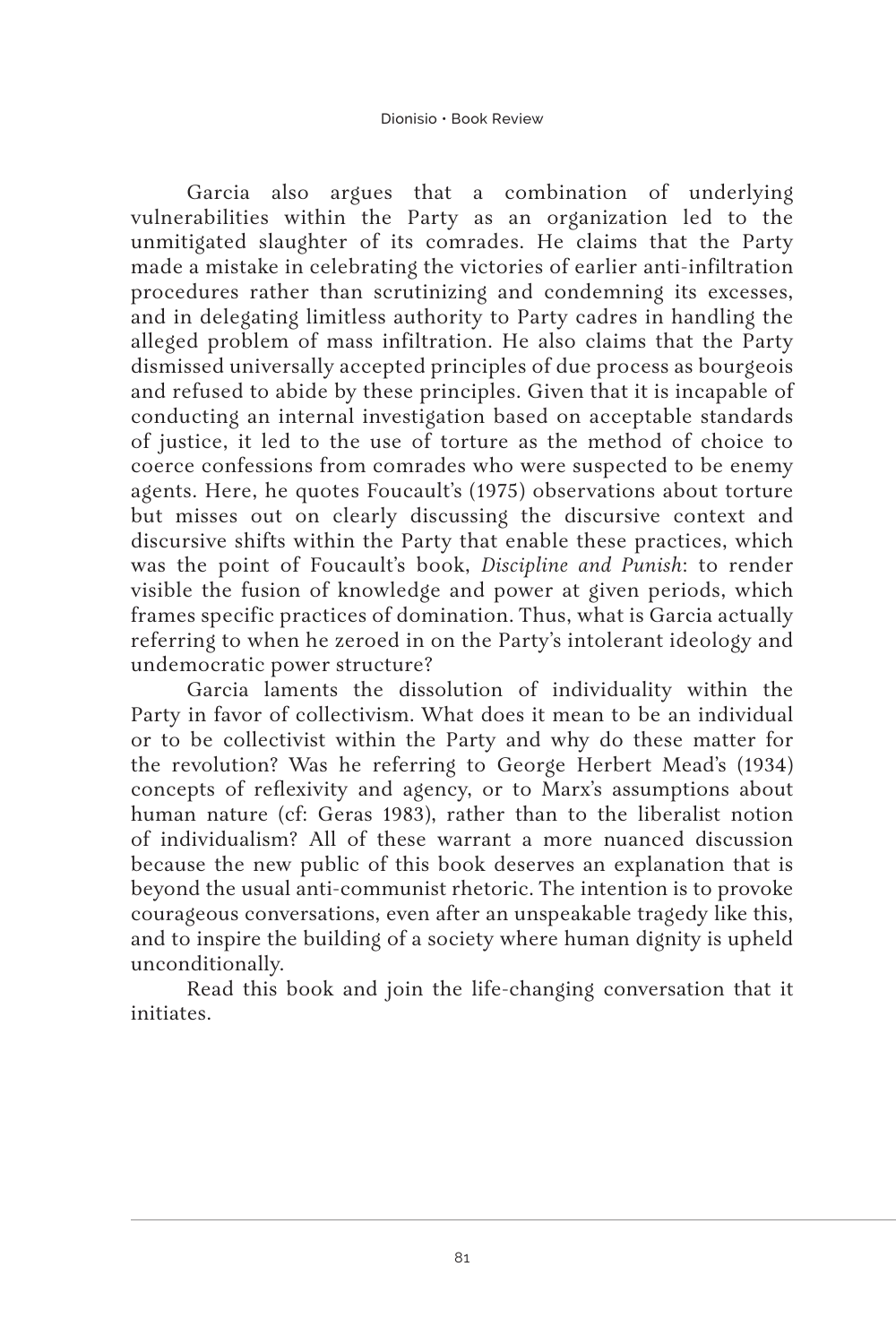Garcia also argues that a combination of underlying vulnerabilities within the Party as an organization led to the unmitigated slaughter of its comrades. He claims that the Party made a mistake in celebrating the victories of earlier anti-infiltration procedures rather than scrutinizing and condemning its excesses, and in delegating limitless authority to Party cadres in handling the alleged problem of mass infiltration. He also claims that the Party dismissed universally accepted principles of due process as bourgeois and refused to abide by these principles. Given that it is incapable of conducting an internal investigation based on acceptable standards of justice, it led to the use of torture as the method of choice to coerce confessions from comrades who were suspected to be enemy agents. Here, he quotes Foucault's (1975) observations about torture but misses out on clearly discussing the discursive context and discursive shifts within the Party that enable these practices, which was the point of Foucault's book, *Discipline and Punish*: to render visible the fusion of knowledge and power at given periods, which frames specific practices of domination. Thus, what is Garcia actually referring to when he zeroed in on the Party's intolerant ideology and undemocratic power structure?

Garcia laments the dissolution of individuality within the Party in favor of collectivism. What does it mean to be an individual or to be collectivist within the Party and why do these matter for the revolution? Was he referring to George Herbert Mead's (1934) concepts of reflexivity and agency, or to Marx's assumptions about human nature (cf: Geras 1983), rather than to the liberalist notion of individualism? All of these warrant a more nuanced discussion because the new public of this book deserves an explanation that is beyond the usual anti-communist rhetoric. The intention is to provoke courageous conversations, even after an unspeakable tragedy like this, and to inspire the building of a society where human dignity is upheld unconditionally.

Read this book and join the life-changing conversation that it initiates.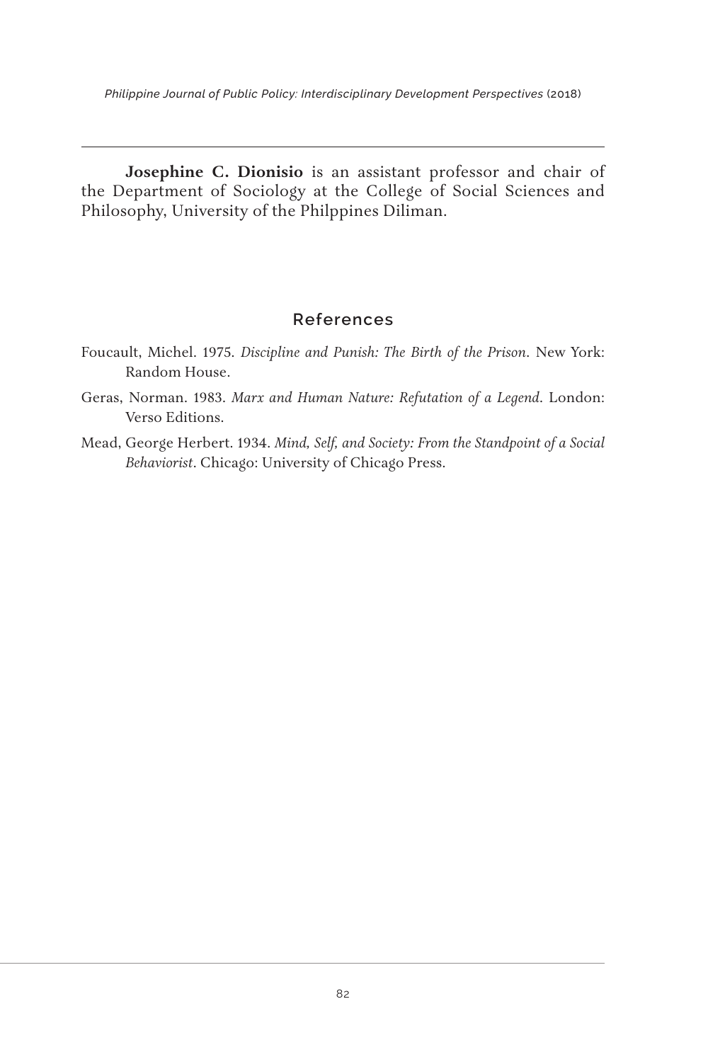**Josephine C. Dionisio** is an assistant professor and chair of the Department of Sociology at the College of Social Sciences and Philosophy, University of the Philppines Diliman.

## References

Foucault, Michel. 1975. *Discipline and Punish: The Birth of the Prison*. New York: Random House.

Geras, Norman. 1983. *Marx and Human Nature: Refutation of a Legend*. London: Verso Editions.

Mead, George Herbert. 1934. *Mind, Self, and Society: From the Standpoint of a Social Behaviorist*. Chicago: University of Chicago Press.